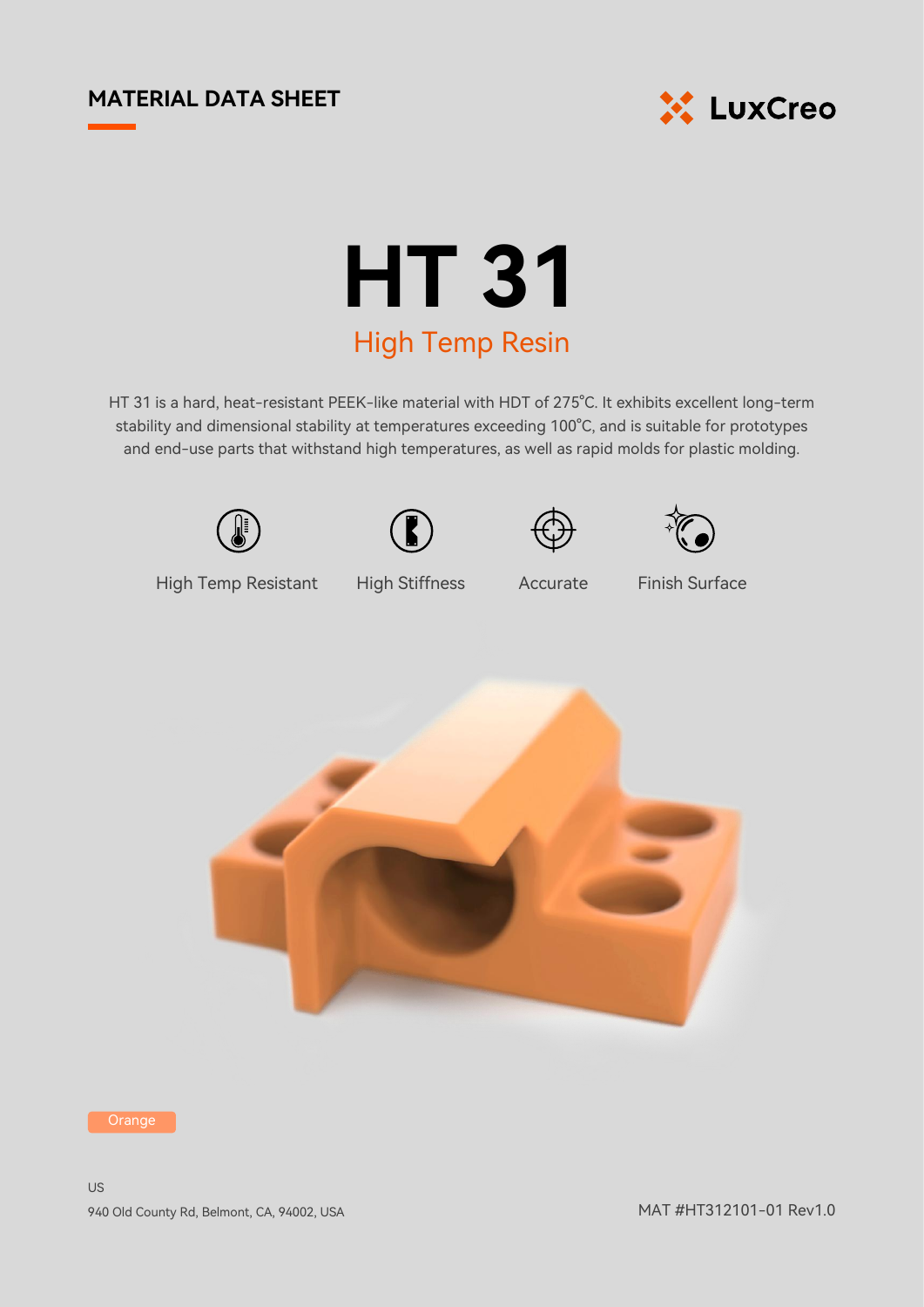MATERIAL DATA SHEET

LuxCreo

# HT 31

## High Temp Resin

HT 31 is a hard, heat-resistant PEEK-like material with HDT of 275°C. It exhibits excellent long-term stability and dimensional stability at temperatures exceeding 100°C, and is suitable for prototypes and end-use parts that withstand high temperatures, as well as rapid molds for plastic molding.

High Temp Resistant | High Stiffness | Accurate | Finish Surface

Orange

US
940 Old County Rd, Belmont, CA, 94002, USA

MAT #HT312101-01 Rev1.0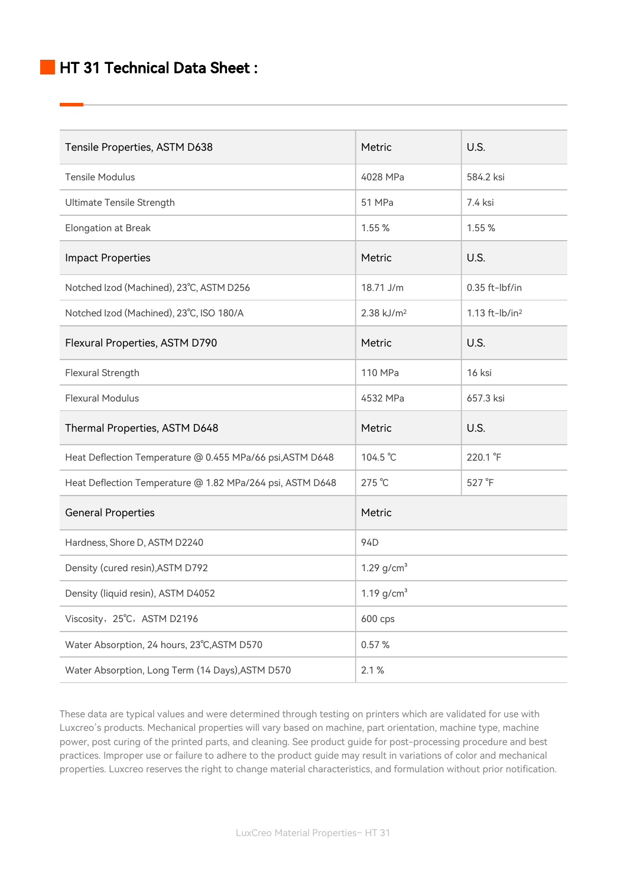## HT 31 Technical Data Sheet :

| Tensile Properties, ASTM D638 | Metric | U.S. |
| --- | --- | --- |
| Tensile Modulus | 4028 MPa | 584.2 ksi |
| Ultimate Tensile Strength | 51 MPa | 7.4 ksi |
| Elongation at Break | 1.55 % | 1.55 % |
| **Impact Properties** | **Metric** | **U.S.** |
| Notched Izod (Machined), 23℃, ASTM D256 | 18.71 J/m | 0.35 ft-lbf/in |
| Notched Izod (Machined), 23℃, ISO 180/A | 2.38 kJ/m$^2$ | 1.13 ft-lb/in$^2$ |
| **Flexural Properties, ASTM D790** | **Metric** | **U.S.** |
| Flexural Strength | 110 MPa | 16 ksi |
| Flexural Modulus | 4532 MPa | 657.3 ksi |
| **Thermal Properties, ASTM D648** | **Metric** | **U.S.** |
| Heat Deflection Temperature @ 0.455 MPa/66 psi,ASTM D648 | 104.5 ℃ | 220.1 ℉ |
| Heat Deflection Temperature @ 1.82 MPa/264 psi, ASTM D648 | 275 ℃ | 527 ℉ |
| **General Properties** | **Metric** | |
| Hardness, Shore D, ASTM D2240 | 94D | |
| Density (cured resin),ASTM D792 | 1.29 g/cm$^3$ | |
| Density (liquid resin), ASTM D4052 | 1.19 g/cm$^3$ | |
| Viscosity，25℃，ASTM D2196 | 600 cps | |
| Water Absorption, 24 hours, 23℃,ASTM D570 | 0.57 % | |
| Water Absorption, Long Term (14 Days),ASTM D570 | 2.1 % | |

These data are typical values and were determined through testing on printers which are validated for use with Luxcreo's products. Mechanical properties will vary based on machine, part orientation, machine type, machine power, post curing of the printed parts, and cleaning. See product guide for post-processing procedure and best practices. Improper use or failure to adhere to the product guide may result in variations of color and mechanical properties. Luxcreo reserves the right to change material characteristics, and formulation without prior notification.